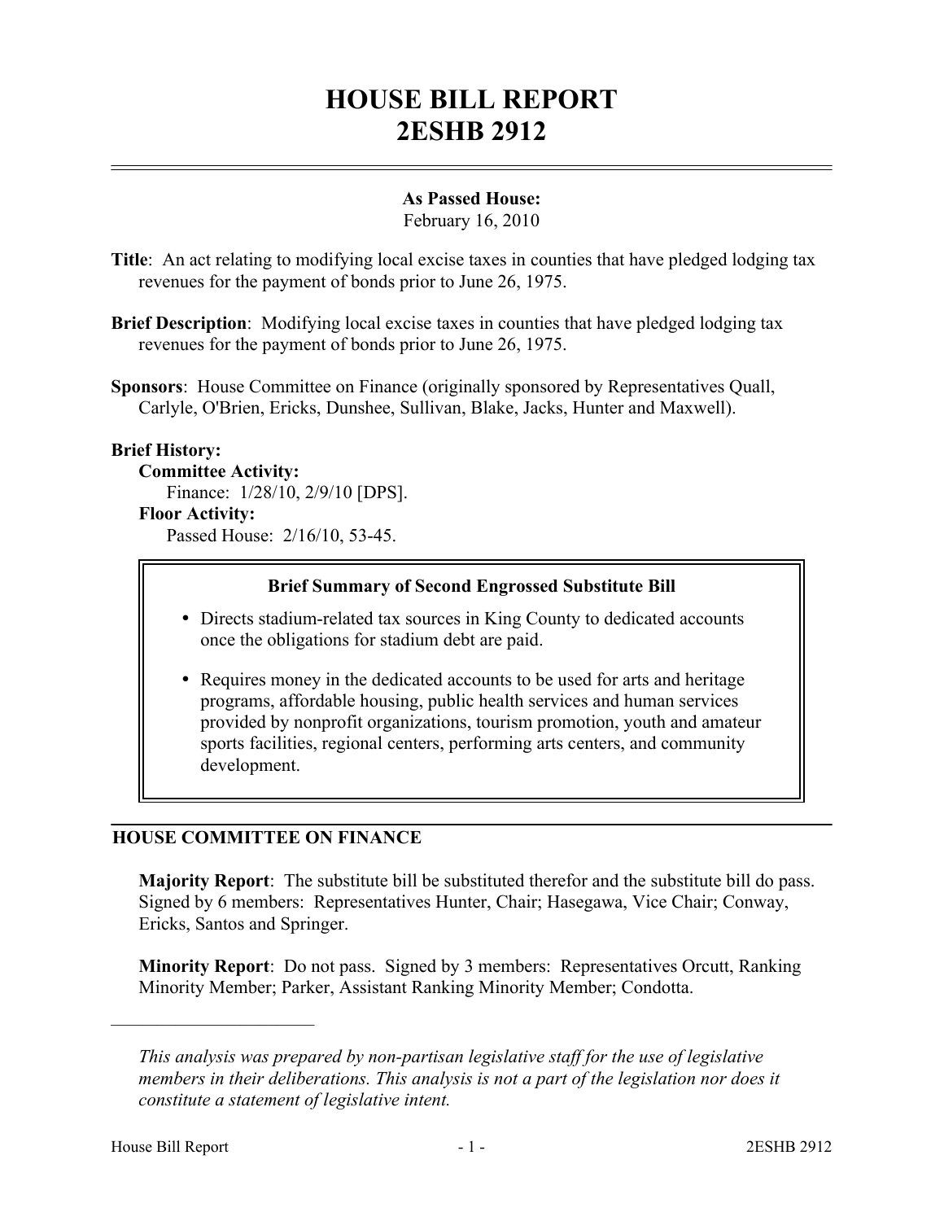# HOUSE BILL REPORT
# 2ESHB 2912

**As Passed House:**
February 16, 2010

**Title**: An act relating to modifying local excise taxes in counties that have pledged lodging tax revenues for the payment of bonds prior to June 26, 1975.

**Brief Description**: Modifying local excise taxes in counties that have pledged lodging tax revenues for the payment of bonds prior to June 26, 1975.

**Sponsors**: House Committee on Finance (originally sponsored by Representatives Quall, Carlyle, O'Brien, Ericks, Dunshee, Sullivan, Blake, Jacks, Hunter and Maxwell).

**Brief History:**

**Committee Activity:**
Finance: 1/28/10, 2/9/10 [DPS].

**Floor Activity:**
Passed House: 2/16/10, 53-45.

**Brief Summary of Second Engrossed Substitute Bill**

- Directs stadium-related tax sources in King County to dedicated accounts once the obligations for stadium debt are paid.
- Requires money in the dedicated accounts to be used for arts and heritage programs, affordable housing, public health services and human services provided by nonprofit organizations, tourism promotion, youth and amateur sports facilities, regional centers, performing arts centers, and community development.

## HOUSE COMMITTEE ON FINANCE

**Majority Report**: The substitute bill be substituted therefor and the substitute bill do pass. Signed by 6 members: Representatives Hunter, Chair; Hasegawa, Vice Chair; Conway, Ericks, Santos and Springer.

**Minority Report**: Do not pass. Signed by 3 members: Representatives Orcutt, Ranking Minority Member; Parker, Assistant Ranking Minority Member; Condotta.

---

*This analysis was prepared by non-partisan legislative staff for the use of legislative members in their deliberations. This analysis is not a part of the legislation nor does it constitute a statement of legislative intent.*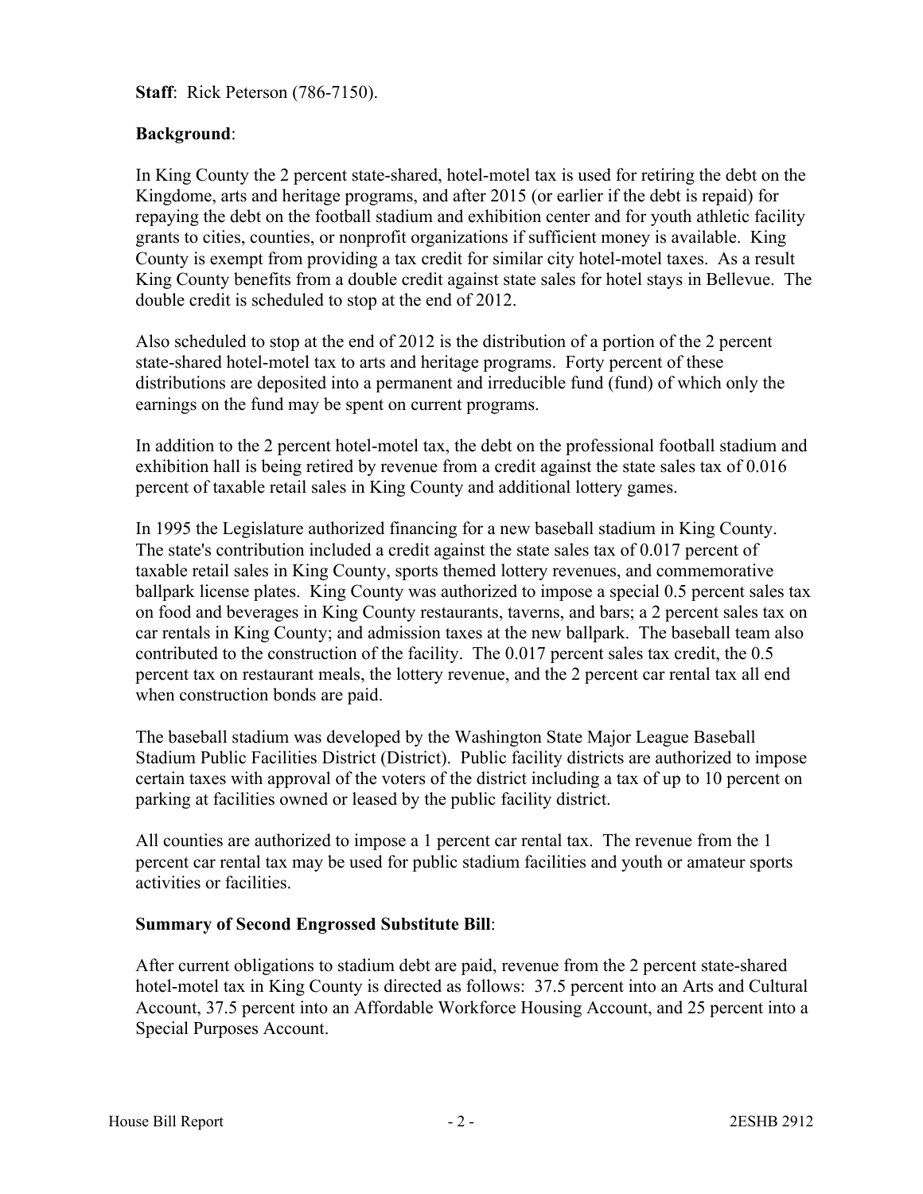**Staff**: Rick Peterson (786-7150).

**Background**:

In King County the 2 percent state-shared, hotel-motel tax is used for retiring the debt on the Kingdome, arts and heritage programs, and after 2015 (or earlier if the debt is repaid) for repaying the debt on the football stadium and exhibition center and for youth athletic facility grants to cities, counties, or nonprofit organizations if sufficient money is available. King County is exempt from providing a tax credit for similar city hotel-motel taxes. As a result King County benefits from a double credit against state sales for hotel stays in Bellevue. The double credit is scheduled to stop at the end of 2012.

Also scheduled to stop at the end of 2012 is the distribution of a portion of the 2 percent state-shared hotel-motel tax to arts and heritage programs. Forty percent of these distributions are deposited into a permanent and irreducible fund (fund) of which only the earnings on the fund may be spent on current programs.

In addition to the 2 percent hotel-motel tax, the debt on the professional football stadium and exhibition hall is being retired by revenue from a credit against the state sales tax of 0.016 percent of taxable retail sales in King County and additional lottery games.

In 1995 the Legislature authorized financing for a new baseball stadium in King County. The state's contribution included a credit against the state sales tax of 0.017 percent of taxable retail sales in King County, sports themed lottery revenues, and commemorative ballpark license plates. King County was authorized to impose a special 0.5 percent sales tax on food and beverages in King County restaurants, taverns, and bars; a 2 percent sales tax on car rentals in King County; and admission taxes at the new ballpark. The baseball team also contributed to the construction of the facility. The 0.017 percent sales tax credit, the 0.5 percent tax on restaurant meals, the lottery revenue, and the 2 percent car rental tax all end when construction bonds are paid.

The baseball stadium was developed by the Washington State Major League Baseball Stadium Public Facilities District (District). Public facility districts are authorized to impose certain taxes with approval of the voters of the district including a tax of up to 10 percent on parking at facilities owned or leased by the public facility district.

All counties are authorized to impose a 1 percent car rental tax. The revenue from the 1 percent car rental tax may be used for public stadium facilities and youth or amateur sports activities or facilities.

**Summary of Second Engrossed Substitute Bill**:

After current obligations to stadium debt are paid, revenue from the 2 percent state-shared hotel-motel tax in King County is directed as follows: 37.5 percent into an Arts and Cultural Account, 37.5 percent into an Affordable Workforce Housing Account, and 25 percent into a Special Purposes Account.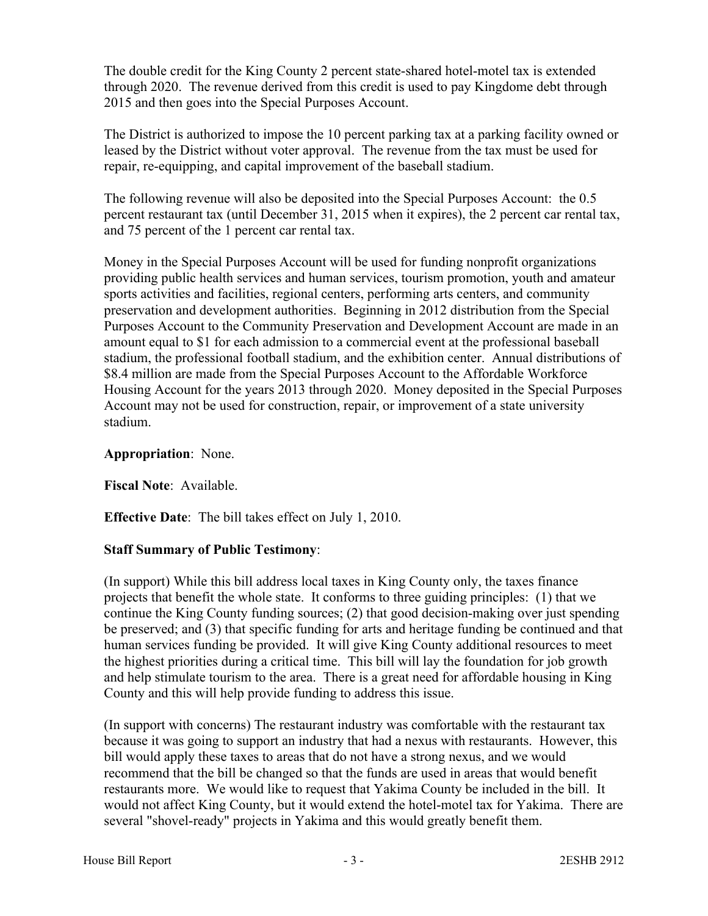The double credit for the King County 2 percent state-shared hotel-motel tax is extended through 2020. The revenue derived from this credit is used to pay Kingdome debt through 2015 and then goes into the Special Purposes Account.

The District is authorized to impose the 10 percent parking tax at a parking facility owned or leased by the District without voter approval. The revenue from the tax must be used for repair, re-equipping, and capital improvement of the baseball stadium.

The following revenue will also be deposited into the Special Purposes Account: the 0.5 percent restaurant tax (until December 31, 2015 when it expires), the 2 percent car rental tax, and 75 percent of the 1 percent car rental tax.

Money in the Special Purposes Account will be used for funding nonprofit organizations providing public health services and human services, tourism promotion, youth and amateur sports activities and facilities, regional centers, performing arts centers, and community preservation and development authorities. Beginning in 2012 distribution from the Special Purposes Account to the Community Preservation and Development Account are made in an amount equal to $1 for each admission to a commercial event at the professional baseball stadium, the professional football stadium, and the exhibition center. Annual distributions of $8.4 million are made from the Special Purposes Account to the Affordable Workforce Housing Account for the years 2013 through 2020. Money deposited in the Special Purposes Account may not be used for construction, repair, or improvement of a state university stadium.

**Appropriation**: None.

**Fiscal Note**: Available.

**Effective Date**: The bill takes effect on July 1, 2010.

**Staff Summary of Public Testimony**:

(In support) While this bill address local taxes in King County only, the taxes finance projects that benefit the whole state. It conforms to three guiding principles: (1) that we continue the King County funding sources; (2) that good decision-making over just spending be preserved; and (3) that specific funding for arts and heritage funding be continued and that human services funding be provided. It will give King County additional resources to meet the highest priorities during a critical time. This bill will lay the foundation for job growth and help stimulate tourism to the area. There is a great need for affordable housing in King County and this will help provide funding to address this issue.

(In support with concerns) The restaurant industry was comfortable with the restaurant tax because it was going to support an industry that had a nexus with restaurants. However, this bill would apply these taxes to areas that do not have a strong nexus, and we would recommend that the bill be changed so that the funds are used in areas that would benefit restaurants more. We would like to request that Yakima County be included in the bill. It would not affect King County, but it would extend the hotel-motel tax for Yakima. There are several "shovel-ready" projects in Yakima and this would greatly benefit them.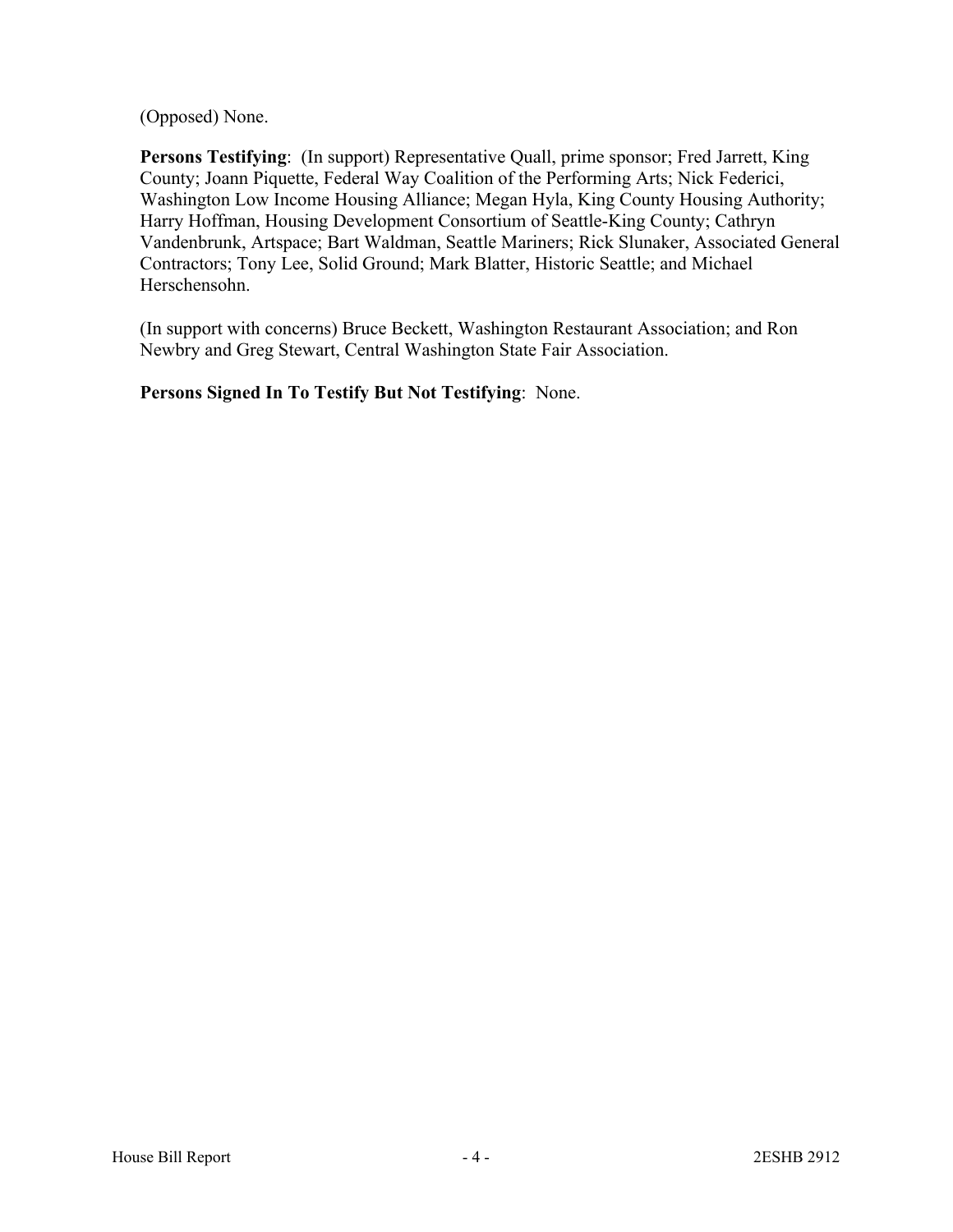(Opposed) None.

**Persons Testifying**: (In support) Representative Quall, prime sponsor; Fred Jarrett, King County; Joann Piquette, Federal Way Coalition of the Performing Arts; Nick Federici, Washington Low Income Housing Alliance; Megan Hyla, King County Housing Authority; Harry Hoffman, Housing Development Consortium of Seattle-King County; Cathryn Vandenbrunk, Artspace; Bart Waldman, Seattle Mariners; Rick Slunaker, Associated General Contractors; Tony Lee, Solid Ground; Mark Blatter, Historic Seattle; and Michael Herschensohn.

(In support with concerns) Bruce Beckett, Washington Restaurant Association; and Ron Newbry and Greg Stewart, Central Washington State Fair Association.

**Persons Signed In To Testify But Not Testifying**: None.